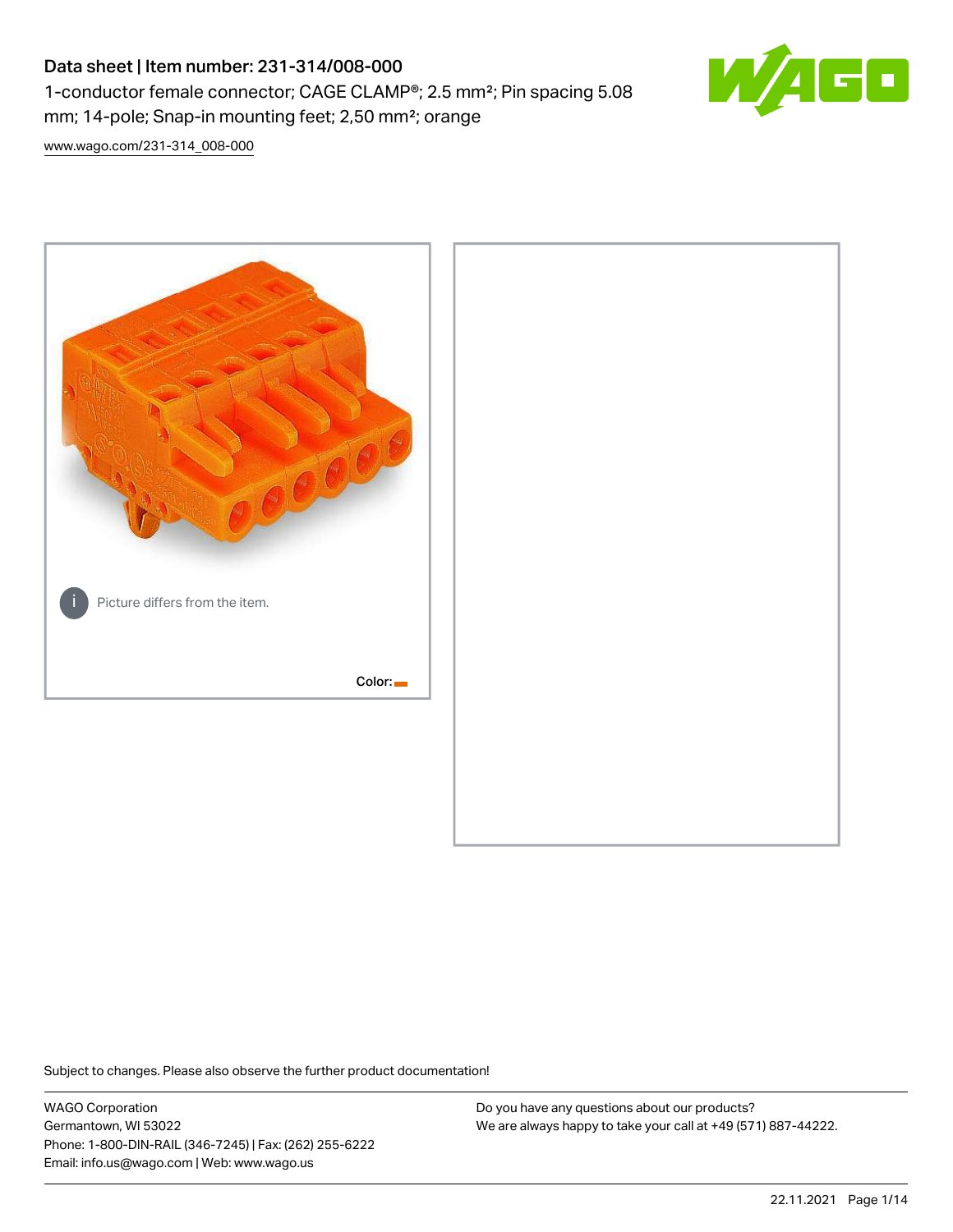# Data sheet | Item number: 231-314/008-000

1-conductor female connector; CAGE CLAMP®; 2.5 mm²; Pin spacing 5.08 mm; 14-pole; Snap-in mounting feet; 2,50 mm²; orange

www.wago.com/231-314_008-000

Picture differs from the item.

Color:

Subject to changes. Please also observe the further product documentation!

WAGO Corporation
Germantown, WI 53022
Phone: 1-800-DIN-RAIL (346-7245) | Fax: (262) 255-6222
Email: info.us@wago.com | Web: www.wago.us

Do you have any questions about our products?
We are always happy to take your call at +49 (571) 887-44222.

22.11.2021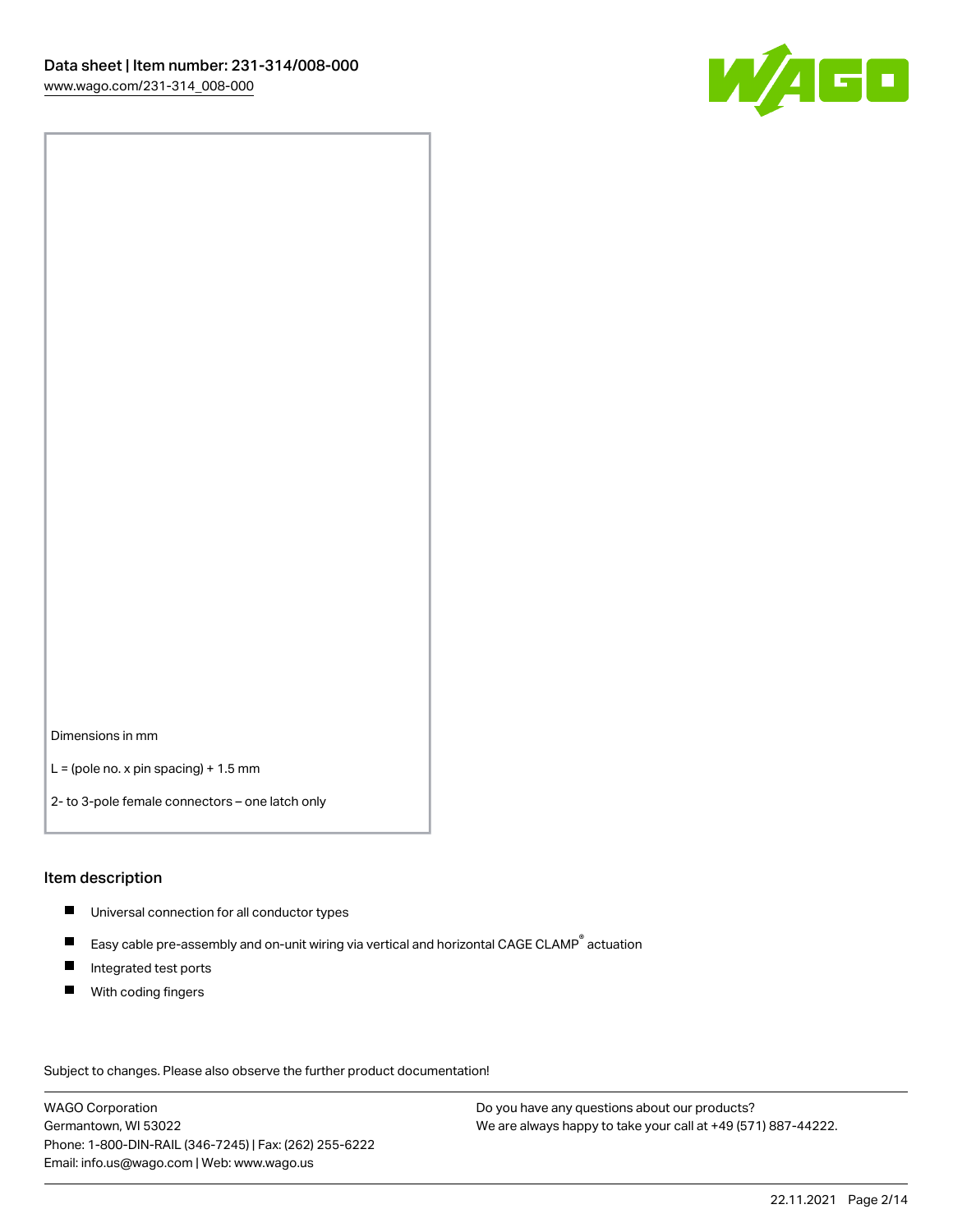Dimensions in mm

L = (pole no. x pin spacing) + 1.5 mm

2- to 3-pole female connectors – one latch only

## Item description

- Universal connection for all conductor types
- Easy cable pre-assembly and on-unit wiring via vertical and horizontal CAGE CLAMP® actuation
- Integrated test ports
- With coding fingers

Subject to changes. Please also observe the further product documentation!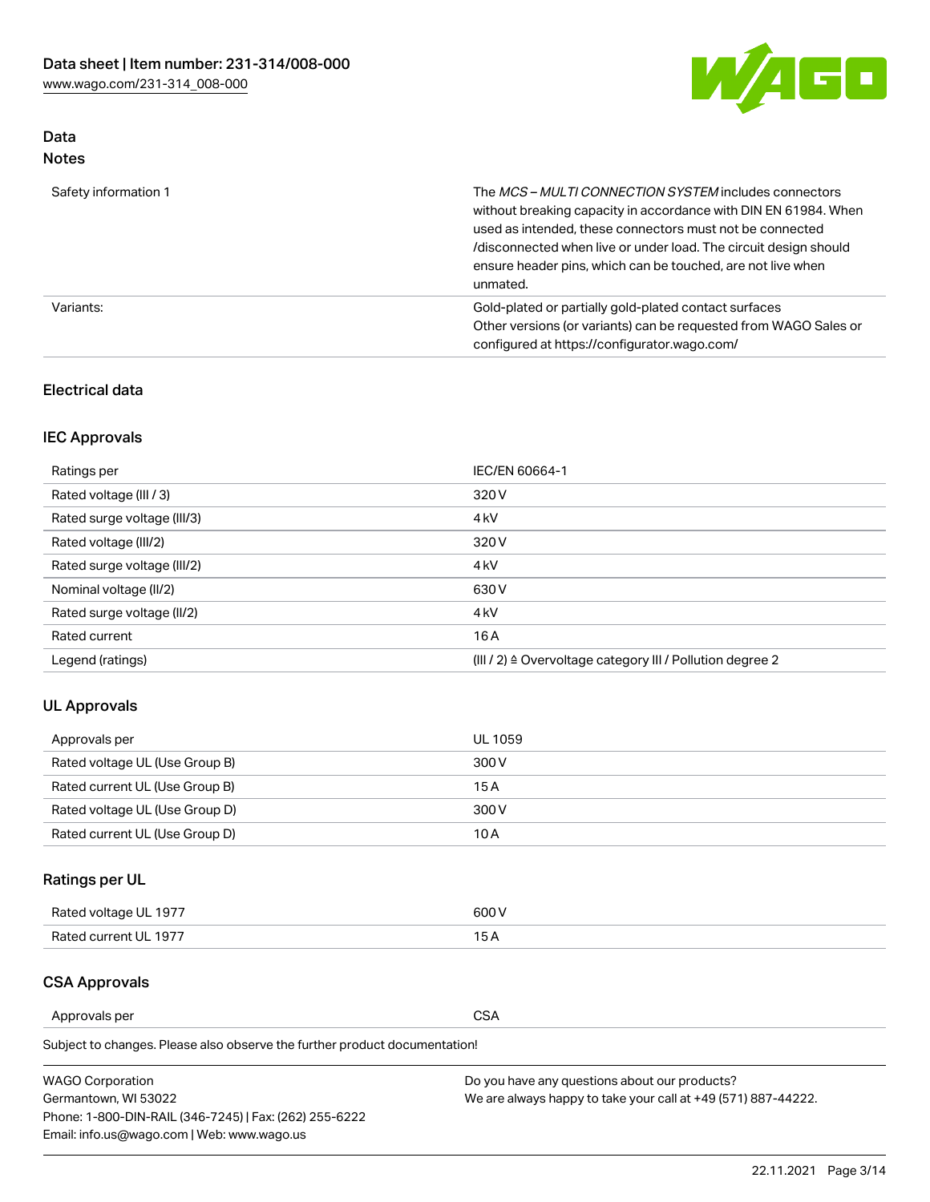## Data
### Notes

| | |
|---|---|
| Safety information 1 | The *MCS – MULTI CONNECTION SYSTEM* includes connectors without breaking capacity in accordance with DIN EN 61984. When used as intended, these connectors must not be connected /disconnected when live or under load. The circuit design should ensure header pins, which can be touched, are not live when unmated. |
| Variants: | Gold-plated or partially gold-plated contact surfaces<br>Other versions (or variants) can be requested from WAGO Sales or configured at https://configurator.wago.com/ |

### Electrical data

### IEC Approvals

| | |
|---|---|
| Ratings per | IEC/EN 60664-1 |
| Rated voltage (III / 3) | 320 V |
| Rated surge voltage (III/3) | 4 kV |
| Rated voltage (III/2) | 320 V |
| Rated surge voltage (III/2) | 4 kV |
| Nominal voltage (II/2) | 630 V |
| Rated surge voltage (II/2) | 4 kV |
| Rated current | 16 A |
| Legend (ratings) | (III / 2) ≙ Overvoltage category III / Pollution degree 2 |

### UL Approvals

| | |
|---|---|
| Approvals per | UL 1059 |
| Rated voltage UL (Use Group B) | 300 V |
| Rated current UL (Use Group B) | 15 A |
| Rated voltage UL (Use Group D) | 300 V |
| Rated current UL (Use Group D) | 10 A |

### Ratings per UL

| | |
|---|---|
| Rated voltage UL 1977 | 600 V |
| Rated current UL 1977 | 15 A |

### CSA Approvals

| | |
|---|---|
| Approvals per | CSA |

Subject to changes. Please also observe the further product documentation!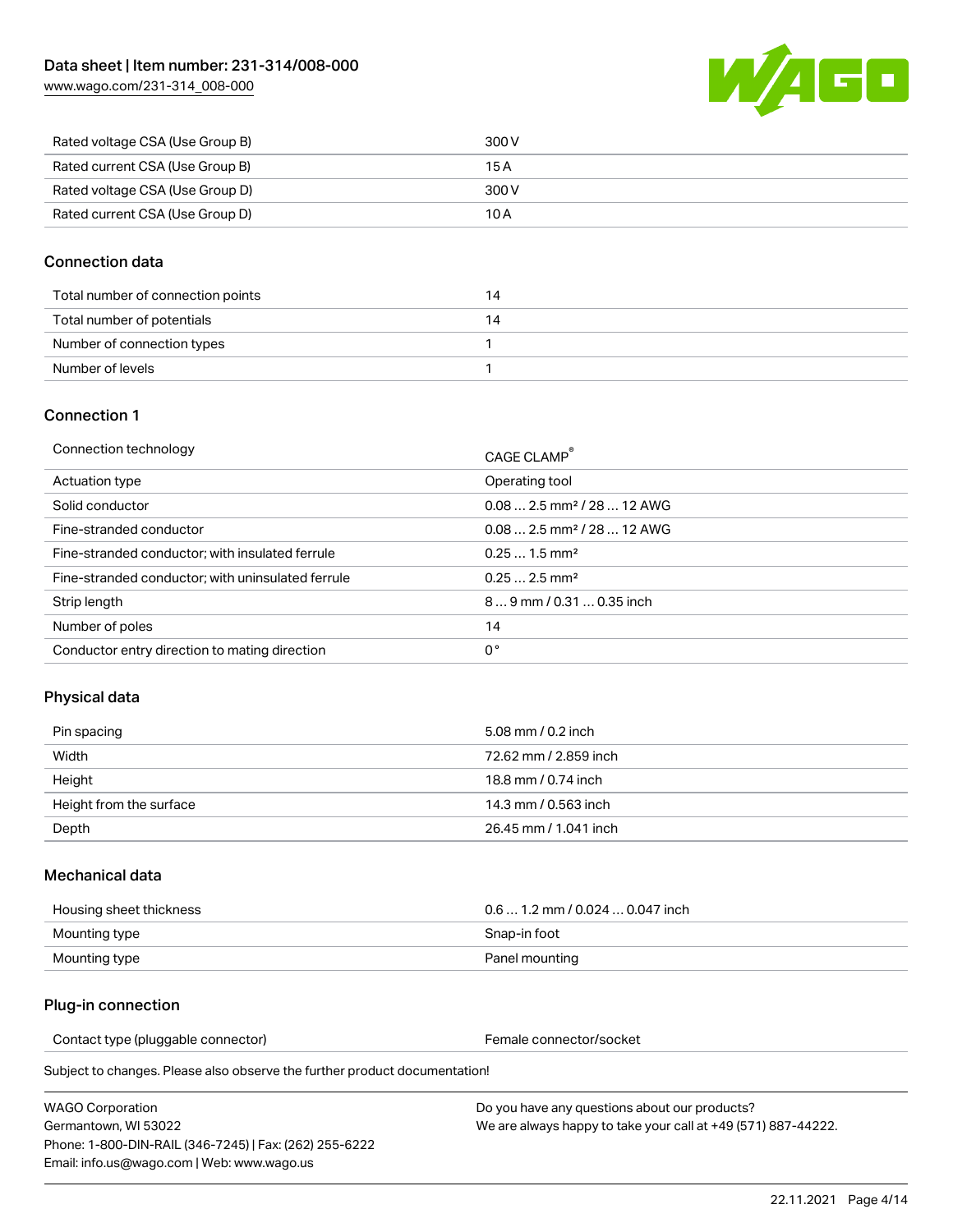| | |
|---|---|
| Rated voltage CSA (Use Group B) | 300 V |
| Rated current CSA (Use Group B) | 15 A |
| Rated voltage CSA (Use Group D) | 300 V |
| Rated current CSA (Use Group D) | 10 A |

## Connection data

| | |
|---|---|
| Total number of connection points | 14 |
| Total number of potentials | 14 |
| Number of connection types | 1 |
| Number of levels | 1 |

## Connection 1

| | |
|---|---|
| Connection technology | CAGE CLAMP® |
| Actuation type | Operating tool |
| Solid conductor | 0.08 … 2.5 mm² / 28 … 12 AWG |
| Fine-stranded conductor | 0.08 … 2.5 mm² / 28 … 12 AWG |
| Fine-stranded conductor; with insulated ferrule | 0.25 … 1.5 mm² |
| Fine-stranded conductor; with uninsulated ferrule | 0.25 … 2.5 mm² |
| Strip length | 8 … 9 mm / 0.31 … 0.35 inch |
| Number of poles | 14 |
| Conductor entry direction to mating direction | 0 ° |

## Physical data

| | |
|---|---|
| Pin spacing | 5.08 mm / 0.2 inch |
| Width | 72.62 mm / 2.859 inch |
| Height | 18.8 mm / 0.74 inch |
| Height from the surface | 14.3 mm / 0.563 inch |
| Depth | 26.45 mm / 1.041 inch |

## Mechanical data

| | |
|---|---|
| Housing sheet thickness | 0.6 … 1.2 mm / 0.024 … 0.047 inch |
| Mounting type | Snap-in foot |
| Mounting type | Panel mounting |

## Plug-in connection

| | |
|---|---|
| Contact type (pluggable connector) | Female connector/socket |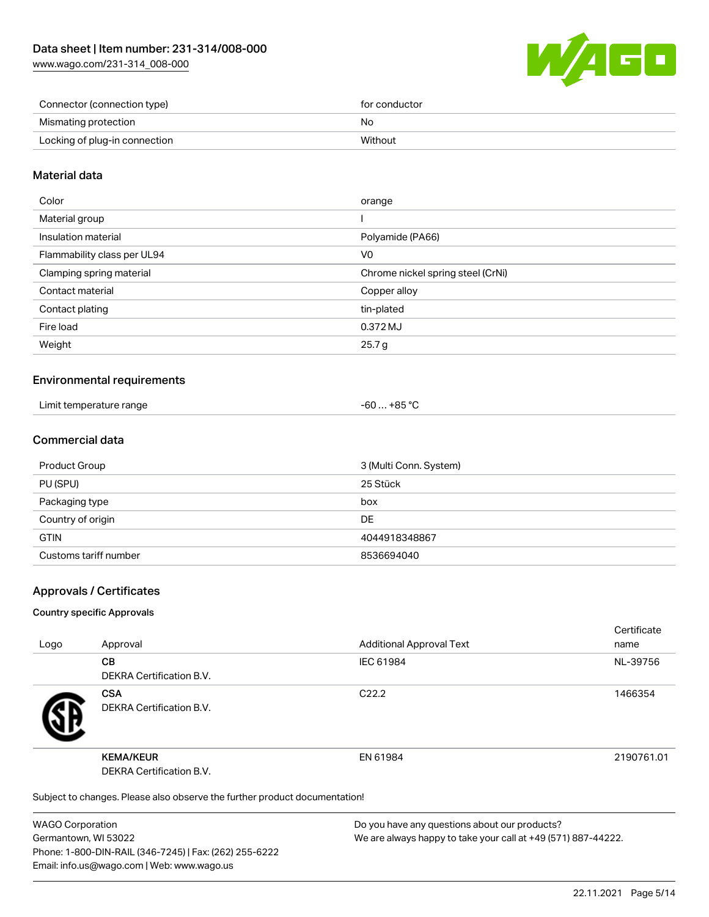| | |
|---|---|
| Connector (connection type) | for conductor |
| Mismating protection | No |
| Locking of plug-in connection | Without |

## Material data

| | |
|---|---|
| Color | orange |
| Material group | I |
| Insulation material | Polyamide (PA66) |
| Flammability class per UL94 | V0 |
| Clamping spring material | Chrome nickel spring steel (CrNi) |
| Contact material | Copper alloy |
| Contact plating | tin-plated |
| Fire load | 0.372 MJ |
| Weight | 25.7 g |

## Environmental requirements

| | |
|---|---|
| Limit temperature range | -60 … +85 °C |

## Commercial data

| | |
|---|---|
| Product Group | 3 (Multi Conn. System) |
| PU (SPU) | 25 Stück |
| Packaging type | box |
| Country of origin | DE |
| GTIN | 4044918348867 |
| Customs tariff number | 8536694040 |

## Approvals / Certificates

### Country specific Approvals

| Logo | Approval | Additional Approval Text | Certificate name |
|---|---|---|---|
| | **CB**<br>DEKRA Certification B.V. | IEC 61984 | NL-39756 |
| | **CSA**<br>DEKRA Certification B.V. | C22.2 | 1466354 |
| | **KEMA/KEUR**<br>DEKRA Certification B.V. | EN 61984 | 2190761.01 |

Subject to changes. Please also observe the further product documentation!

WAGO Corporation
Germantown, WI 53022
Phone: 1-800-DIN-RAIL (346-7245) | Fax: (262) 255-6222
Email: info.us@wago.com | Web: www.wago.us

Do you have any questions about our products?
We are always happy to take your call at +49 (571) 887-44222.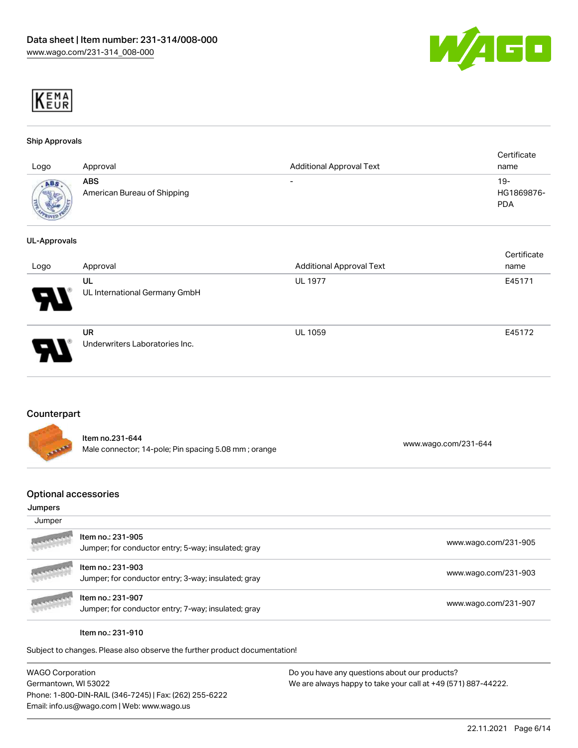## Ship Approvals

| Logo | Approval | Additional Approval Text | Certificate name |
|---|---|---|---|
| | **ABS** American Bureau of Shipping | - | 19-HG1869876-PDA |

## UL-Approvals

| Logo | Approval | Additional Approval Text | Certificate name |
|---|---|---|---|
| | **UL** UL International Germany GmbH | UL 1977 | E45171 |
| | **UR** Underwriters Laboratories Inc. | UL 1059 | E45172 |

## Counterpart

| Item | Link |
|---|---|
| Item no.231-644<br>Male connector; 14-pole; Pin spacing 5.08 mm ; orange | www.wago.com/231-644 |

## Optional accessories

### Jumpers

| Jumper | |
|---|---|
| Item no.: 231-905<br>Jumper; for conductor entry; 5-way; insulated; gray | www.wago.com/231-905 |
| Item no.: 231-903<br>Jumper; for conductor entry; 3-way; insulated; gray | www.wago.com/231-903 |
| Item no.: 231-907<br>Jumper; for conductor entry; 7-way; insulated; gray | www.wago.com/231-907 |

Item no.: 231-910

Subject to changes. Please also observe the further product documentation!

WAGO Corporation
Germantown, WI 53022
Phone: 1-800-DIN-RAIL (346-7245) | Fax: (262) 255-6222
Email: info.us@wago.com | Web: www.wago.us

Do you have any questions about our products?
We are always happy to take your call at +49 (571) 887-44222.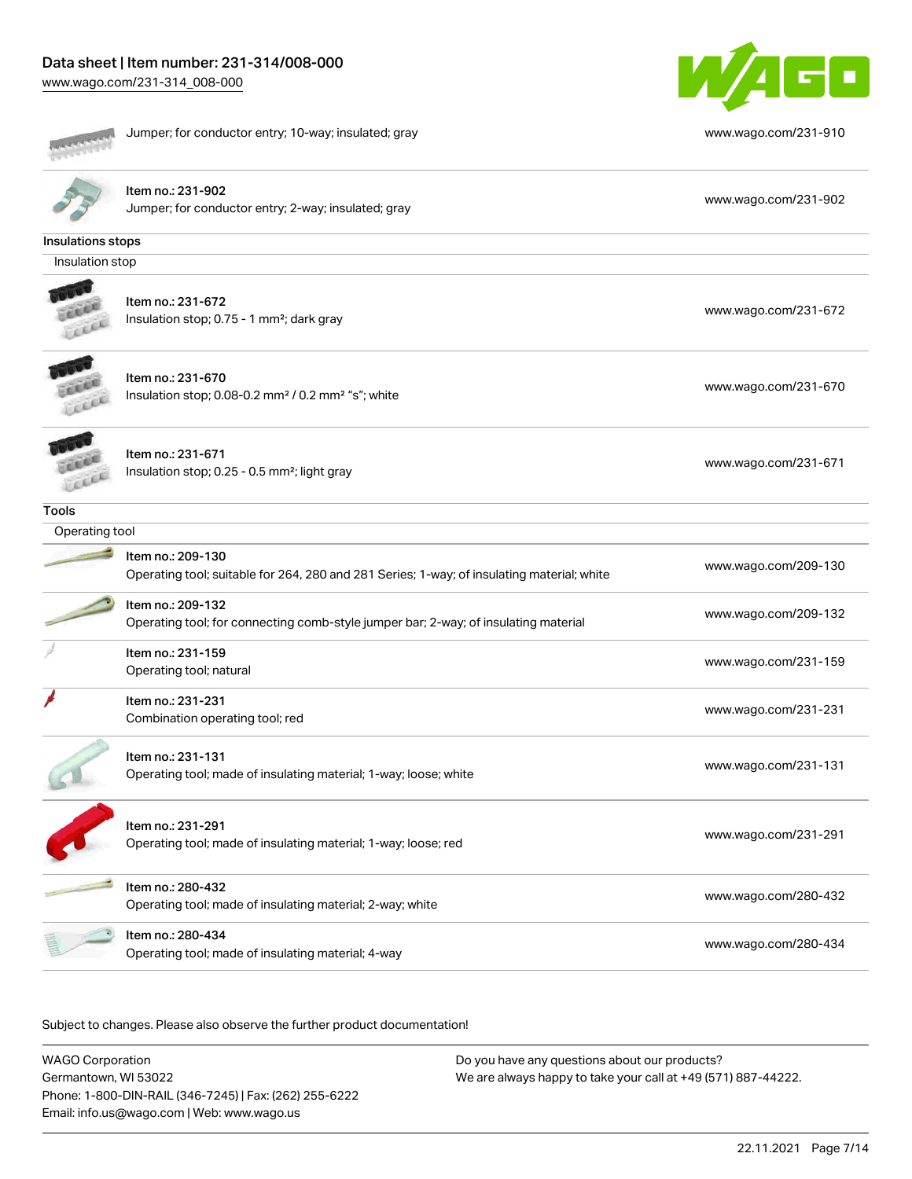| | |
|---|---|
| Jumper; for conductor entry; 10-way; insulated; gray | www.wago.com/231-910 |
| Item no.: 231-902<br>Jumper; for conductor entry; 2-way; insulated; gray | www.wago.com/231-902 |

## Insulations stops

### Insulation stop

| | |
|---|---|
| Item no.: 231-672<br>Insulation stop; 0.75 - 1 mm²; dark gray | www.wago.com/231-672 |
| Item no.: 231-670<br>Insulation stop; 0.08-0.2 mm² / 0.2 mm² "s"; white | www.wago.com/231-670 |
| Item no.: 231-671<br>Insulation stop; 0.25 - 0.5 mm²; light gray | www.wago.com/231-671 |

## Tools

### Operating tool

| | |
|---|---|
| Item no.: 209-130<br>Operating tool; suitable for 264, 280 and 281 Series; 1-way; of insulating material; white | www.wago.com/209-130 |
| Item no.: 209-132<br>Operating tool; for connecting comb-style jumper bar; 2-way; of insulating material | www.wago.com/209-132 |
| Item no.: 231-159<br>Operating tool; natural | www.wago.com/231-159 |
| Item no.: 231-231<br>Combination operating tool; red | www.wago.com/231-231 |
| Item no.: 231-131<br>Operating tool; made of insulating material; 1-way; loose; white | www.wago.com/231-131 |
| Item no.: 231-291<br>Operating tool; made of insulating material; 1-way; loose; red | www.wago.com/231-291 |
| Item no.: 280-432<br>Operating tool; made of insulating material; 2-way; white | www.wago.com/280-432 |
| Item no.: 280-434<br>Operating tool; made of insulating material; 4-way | www.wago.com/280-434 |

Subject to changes. Please also observe the further product documentation!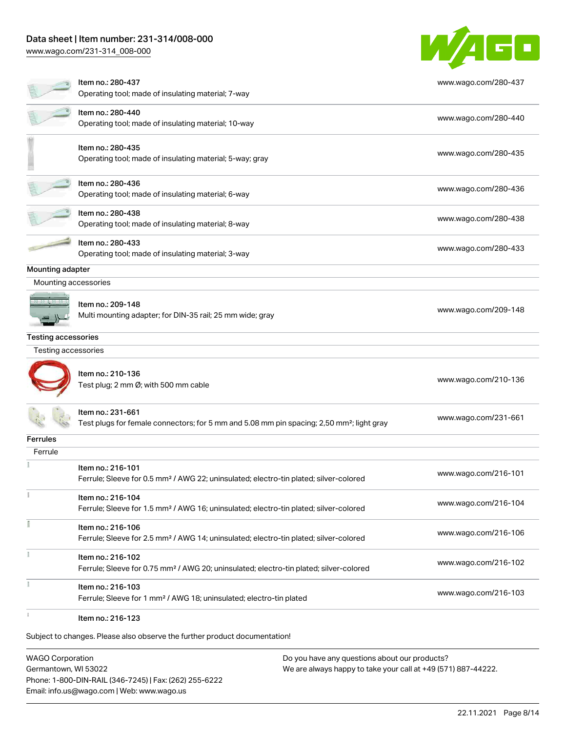| | | |
|---|---|---|
| | Item no.: 280-437<br>Operating tool; made of insulating material; 7-way | www.wago.com/280-437 |
| | Item no.: 280-440<br>Operating tool; made of insulating material; 10-way | www.wago.com/280-440 |
| | Item no.: 280-435<br>Operating tool; made of insulating material; 5-way; gray | www.wago.com/280-435 |
| | Item no.: 280-436<br>Operating tool; made of insulating material; 6-way | www.wago.com/280-436 |
| | Item no.: 280-438<br>Operating tool; made of insulating material; 8-way | www.wago.com/280-438 |
| | Item no.: 280-433<br>Operating tool; made of insulating material; 3-way | www.wago.com/280-433 |

**Mounting adapter**

Mounting accessories

| | | |
|---|---|---|
| | Item no.: 209-148<br>Multi mounting adapter; for DIN-35 rail; 25 mm wide; gray | www.wago.com/209-148 |

**Testing accessories**

Testing accessories

| | | |
|---|---|---|
| | Item no.: 210-136<br>Test plug; 2 mm Ø; with 500 mm cable | www.wago.com/210-136 |
| | Item no.: 231-661<br>Test plugs for female connectors; for 5 mm and 5.08 mm pin spacing; 2,50 mm²; light gray | www.wago.com/231-661 |

**Ferrules**

Ferrule

| | | |
|---|---|---|
| | Item no.: 216-101<br>Ferrule; Sleeve for 0.5 mm² / AWG 22; uninsulated; electro-tin plated; silver-colored | www.wago.com/216-101 |
| | Item no.: 216-104<br>Ferrule; Sleeve for 1.5 mm² / AWG 16; uninsulated; electro-tin plated; silver-colored | www.wago.com/216-104 |
| | Item no.: 216-106<br>Ferrule; Sleeve for 2.5 mm² / AWG 14; uninsulated; electro-tin plated; silver-colored | www.wago.com/216-106 |
| | Item no.: 216-102<br>Ferrule; Sleeve for 0.75 mm² / AWG 20; uninsulated; electro-tin plated; silver-colored | www.wago.com/216-102 |
| | Item no.: 216-103<br>Ferrule; Sleeve for 1 mm² / AWG 18; uninsulated; electro-tin plated | www.wago.com/216-103 |
| | Item no.: 216-123 | |

Subject to changes. Please also observe the further product documentation!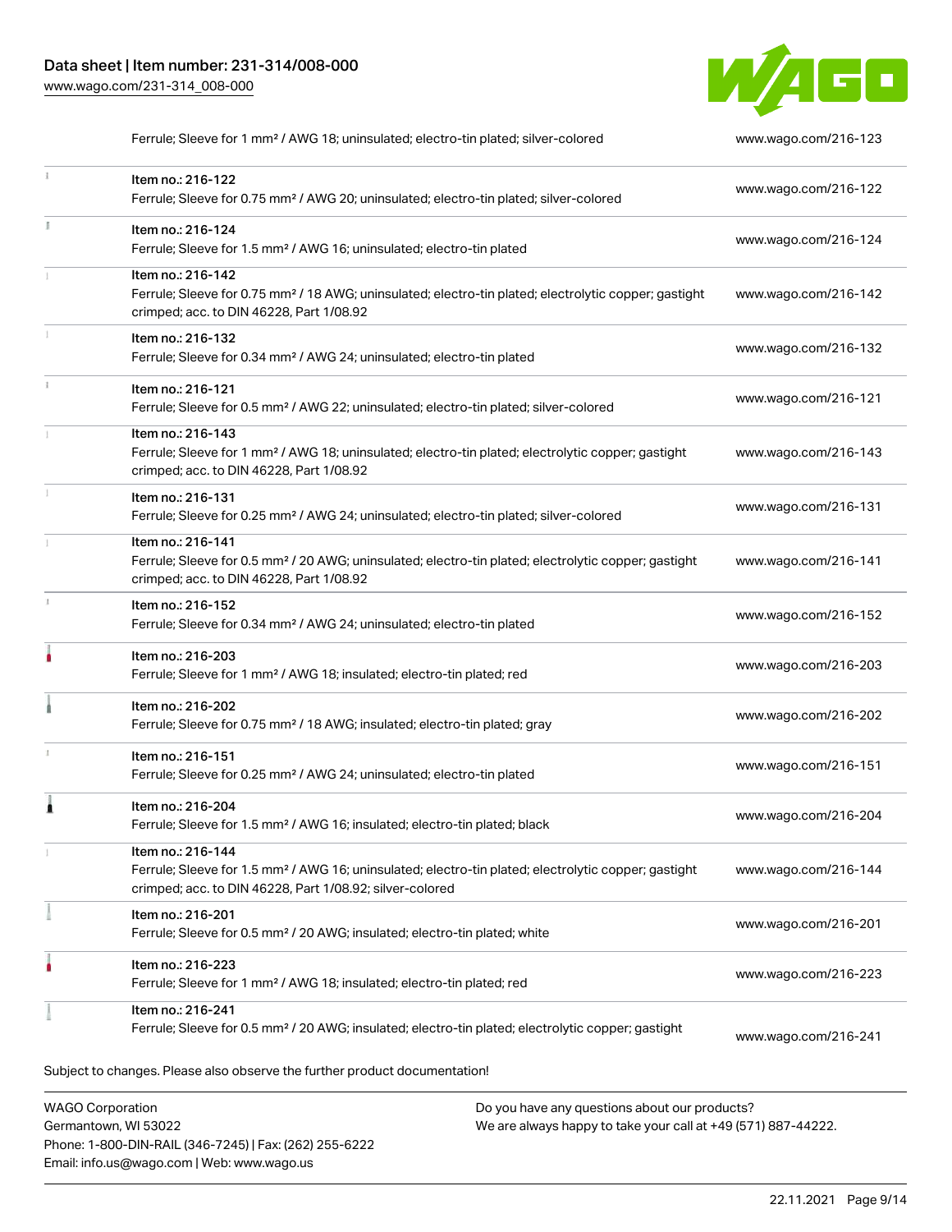| | | |
|---|---|---|
| | Ferrule; Sleeve for 1 mm² / AWG 18; uninsulated; electro-tin plated; silver-colored | www.wago.com/216-123 |
| | Item no.: 216-122<br>Ferrule; Sleeve for 0.75 mm² / AWG 20; uninsulated; electro-tin plated; silver-colored | www.wago.com/216-122 |
| | Item no.: 216-124<br>Ferrule; Sleeve for 1.5 mm² / AWG 16; uninsulated; electro-tin plated | www.wago.com/216-124 |
| | Item no.: 216-142<br>Ferrule; Sleeve for 0.75 mm² / 18 AWG; uninsulated; electro-tin plated; electrolytic copper; gastight crimped; acc. to DIN 46228, Part 1/08.92 | www.wago.com/216-142 |
| | Item no.: 216-132<br>Ferrule; Sleeve for 0.34 mm² / AWG 24; uninsulated; electro-tin plated | www.wago.com/216-132 |
| | Item no.: 216-121<br>Ferrule; Sleeve for 0.5 mm² / AWG 22; uninsulated; electro-tin plated; silver-colored | www.wago.com/216-121 |
| | Item no.: 216-143<br>Ferrule; Sleeve for 1 mm² / AWG 18; uninsulated; electro-tin plated; electrolytic copper; gastight crimped; acc. to DIN 46228, Part 1/08.92 | www.wago.com/216-143 |
| | Item no.: 216-131<br>Ferrule; Sleeve for 0.25 mm² / AWG 24; uninsulated; electro-tin plated; silver-colored | www.wago.com/216-131 |
| | Item no.: 216-141<br>Ferrule; Sleeve for 0.5 mm² / 20 AWG; uninsulated; electro-tin plated; electrolytic copper; gastight crimped; acc. to DIN 46228, Part 1/08.92 | www.wago.com/216-141 |
| | Item no.: 216-152<br>Ferrule; Sleeve for 0.34 mm² / AWG 24; uninsulated; electro-tin plated | www.wago.com/216-152 |
| | Item no.: 216-203<br>Ferrule; Sleeve for 1 mm² / AWG 18; insulated; electro-tin plated; red | www.wago.com/216-203 |
| | Item no.: 216-202<br>Ferrule; Sleeve for 0.75 mm² / 18 AWG; insulated; electro-tin plated; gray | www.wago.com/216-202 |
| | Item no.: 216-151<br>Ferrule; Sleeve for 0.25 mm² / AWG 24; uninsulated; electro-tin plated | www.wago.com/216-151 |
| | Item no.: 216-204<br>Ferrule; Sleeve for 1.5 mm² / AWG 16; insulated; electro-tin plated; black | www.wago.com/216-204 |
| | Item no.: 216-144<br>Ferrule; Sleeve for 1.5 mm² / AWG 16; uninsulated; electro-tin plated; electrolytic copper; gastight crimped; acc. to DIN 46228, Part 1/08.92; silver-colored | www.wago.com/216-144 |
| | Item no.: 216-201<br>Ferrule; Sleeve for 0.5 mm² / 20 AWG; insulated; electro-tin plated; white | www.wago.com/216-201 |
| | Item no.: 216-223<br>Ferrule; Sleeve for 1 mm² / AWG 18; insulated; electro-tin plated; red | www.wago.com/216-223 |
| | Item no.: 216-241<br>Ferrule; Sleeve for 0.5 mm² / 20 AWG; insulated; electro-tin plated; electrolytic copper; gastight | www.wago.com/216-241 |

Subject to changes. Please also observe the further product documentation!

WAGO Corporation
Germantown, WI 53022
Phone: 1-800-DIN-RAIL (346-7245) | Fax: (262) 255-6222
Email: info.us@wago.com | Web: www.wago.us

Do you have any questions about our products?
We are always happy to take your call at +49 (571) 887-44222.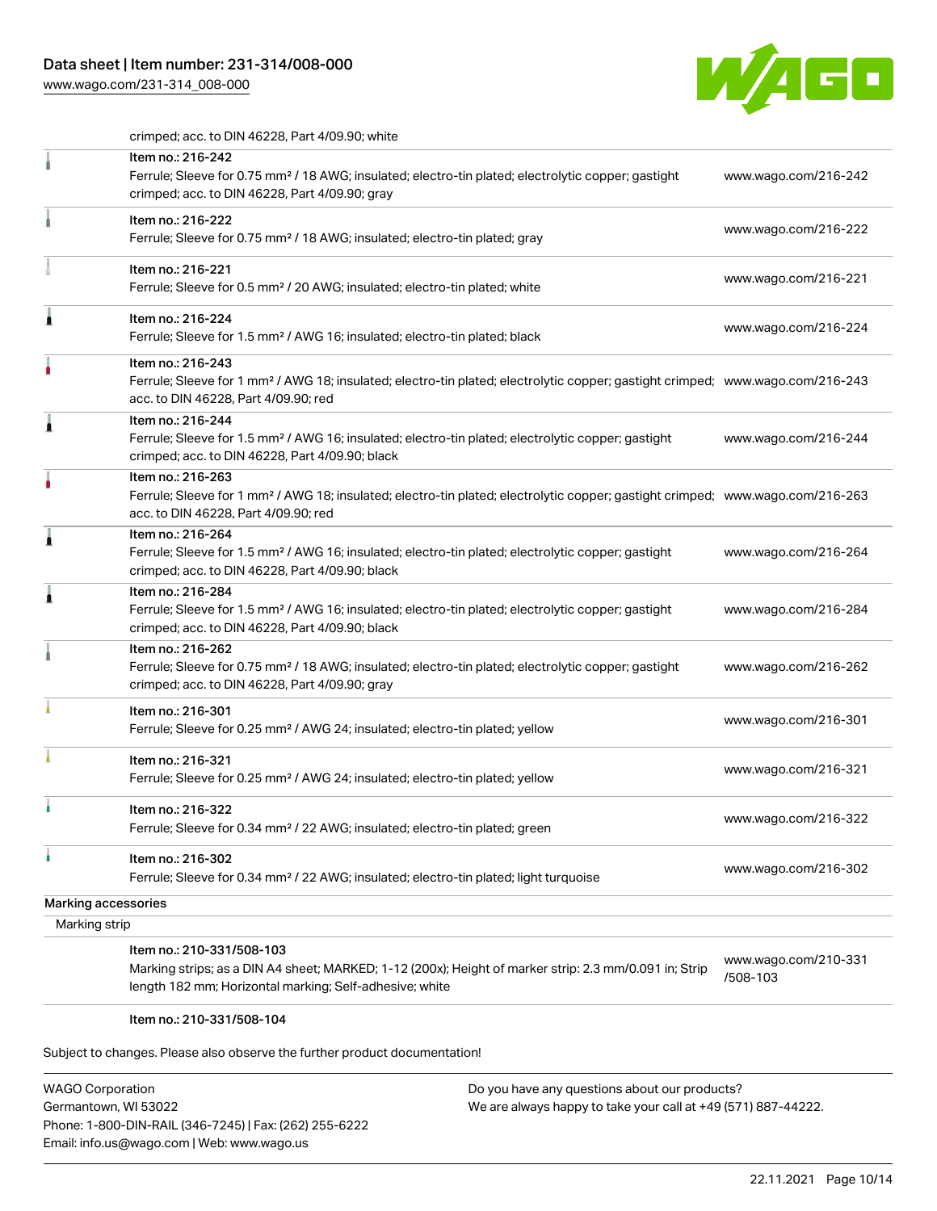crimped; acc. to DIN 46228, Part 4/09.90; white

| | | |
|---|---|---|
| | Item no.: 216-242<br>Ferrule; Sleeve for 0.75 mm² / 18 AWG; insulated; electro-tin plated; electrolytic copper; gastight crimped; acc. to DIN 46228, Part 4/09.90; gray | www.wago.com/216-242 |
| | Item no.: 216-222<br>Ferrule; Sleeve for 0.75 mm² / 18 AWG; insulated; electro-tin plated; gray | www.wago.com/216-222 |
| | Item no.: 216-221<br>Ferrule; Sleeve for 0.5 mm² / 20 AWG; insulated; electro-tin plated; white | www.wago.com/216-221 |
| | Item no.: 216-224<br>Ferrule; Sleeve for 1.5 mm² / AWG 16; insulated; electro-tin plated; black | www.wago.com/216-224 |
| | Item no.: 216-243<br>Ferrule; Sleeve for 1 mm² / AWG 18; insulated; electro-tin plated; electrolytic copper; gastight crimped; acc. to DIN 46228, Part 4/09.90; red | www.wago.com/216-243 |
| | Item no.: 216-244<br>Ferrule; Sleeve for 1.5 mm² / AWG 16; insulated; electro-tin plated; electrolytic copper; gastight crimped; acc. to DIN 46228, Part 4/09.90; black | www.wago.com/216-244 |
| | Item no.: 216-263<br>Ferrule; Sleeve for 1 mm² / AWG 18; insulated; electro-tin plated; electrolytic copper; gastight crimped; acc. to DIN 46228, Part 4/09.90; red | www.wago.com/216-263 |
| | Item no.: 216-264<br>Ferrule; Sleeve for 1.5 mm² / AWG 16; insulated; electro-tin plated; electrolytic copper; gastight crimped; acc. to DIN 46228, Part 4/09.90; black | www.wago.com/216-264 |
| | Item no.: 216-284<br>Ferrule; Sleeve for 1.5 mm² / AWG 16; insulated; electro-tin plated; electrolytic copper; gastight crimped; acc. to DIN 46228, Part 4/09.90; black | www.wago.com/216-284 |
| | Item no.: 216-262<br>Ferrule; Sleeve for 0.75 mm² / 18 AWG; insulated; electro-tin plated; electrolytic copper; gastight crimped; acc. to DIN 46228, Part 4/09.90; gray | www.wago.com/216-262 |
| | Item no.: 216-301<br>Ferrule; Sleeve for 0.25 mm² / AWG 24; insulated; electro-tin plated; yellow | www.wago.com/216-301 |
| | Item no.: 216-321<br>Ferrule; Sleeve for 0.25 mm² / AWG 24; insulated; electro-tin plated; yellow | www.wago.com/216-321 |
| | Item no.: 216-322<br>Ferrule; Sleeve for 0.34 mm² / 22 AWG; insulated; electro-tin plated; green | www.wago.com/216-322 |
| | Item no.: 216-302<br>Ferrule; Sleeve for 0.34 mm² / 22 AWG; insulated; electro-tin plated; light turquoise | www.wago.com/216-302 |

Marking accessories

Marking strip

| | | |
|---|---|---|
| | Item no.: 210-331/508-103<br>Marking strips; as a DIN A4 sheet; MARKED; 1-12 (200x); Height of marker strip: 2.3 mm/0.091 in; Strip length 182 mm; Horizontal marking; Self-adhesive; white | www.wago.com/210-331/508-103 |
| | Item no.: 210-331/508-104 | |

Subject to changes. Please also observe the further product documentation!

WAGO Corporation
Germantown, WI 53022
Phone: 1-800-DIN-RAIL (346-7245) | Fax: (262) 255-6222
Email: info.us@wago.com | Web: www.wago.us

Do you have any questions about our products?
We are always happy to take your call at +49 (571) 887-44222.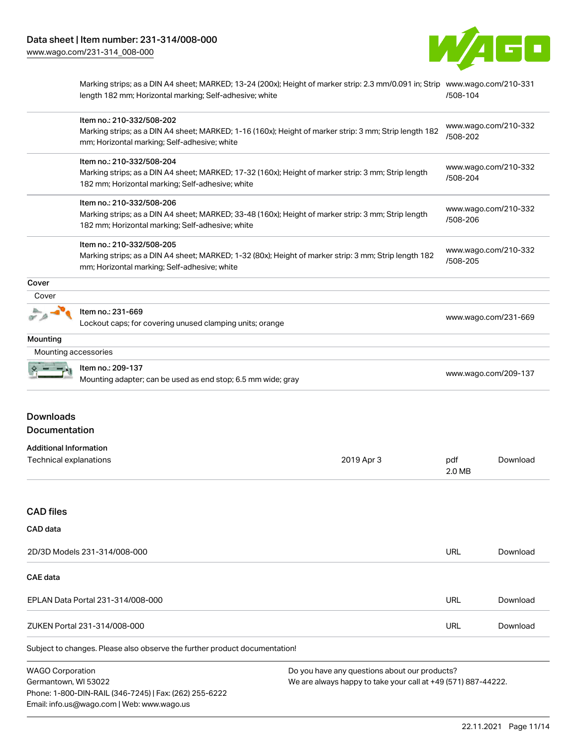| | | |
|---|---|---|
| | Marking strips; as a DIN A4 sheet; MARKED; 13-24 (200x); Height of marker strip: 2.3 mm/0.091 in; Strip length 182 mm; Horizontal marking; Self-adhesive; white | www.wago.com/210-331/508-104 |
| | Item no.: 210-332/508-202<br>Marking strips; as a DIN A4 sheet; MARKED; 1-16 (160x); Height of marker strip: 3 mm; Strip length 182 mm; Horizontal marking; Self-adhesive; white | www.wago.com/210-332/508-202 |
| | Item no.: 210-332/508-204<br>Marking strips; as a DIN A4 sheet; MARKED; 17-32 (160x); Height of marker strip: 3 mm; Strip length 182 mm; Horizontal marking; Self-adhesive; white | www.wago.com/210-332/508-204 |
| | Item no.: 210-332/508-206<br>Marking strips; as a DIN A4 sheet; MARKED; 33-48 (160x); Height of marker strip: 3 mm; Strip length 182 mm; Horizontal marking; Self-adhesive; white | www.wago.com/210-332/508-206 |
| | Item no.: 210-332/508-205<br>Marking strips; as a DIN A4 sheet; MARKED; 1-32 (80x); Height of marker strip: 3 mm; Strip length 182 mm; Horizontal marking; Self-adhesive; white | www.wago.com/210-332/508-205 |

**Cover**

Cover

| | | |
|---|---|---|
| | Item no.: 231-669<br>Lockout caps; for covering unused clamping units; orange | www.wago.com/231-669 |

**Mounting**

Mounting accessories

| | | |
|---|---|---|
| | Item no.: 209-137<br>Mounting adapter; can be used as end stop; 6.5 mm wide; gray | www.wago.com/209-137 |

## Downloads

### Documentation

**Additional Information**

| | | | |
|---|---|---|---|
| Technical explanations | 2019 Apr 3 | pdf<br>2.0 MB | Download |

## CAD files

### CAD data

| | | |
|---|---|---|
| 2D/3D Models 231-314/008-000 | URL | Download |

### CAE data

| | | |
|---|---|---|
| EPLAN Data Portal 231-314/008-000 | URL | Download |
| ZUKEN Portal 231-314/008-000 | URL | Download |

Subject to changes. Please also observe the further product documentation!

WAGO Corporation
Germantown, WI 53022
Phone: 1-800-DIN-RAIL (346-7245) | Fax: (262) 255-6222
Email: info.us@wago.com | Web: www.wago.us

Do you have any questions about our products?
We are always happy to take your call at +49 (571) 887-44222.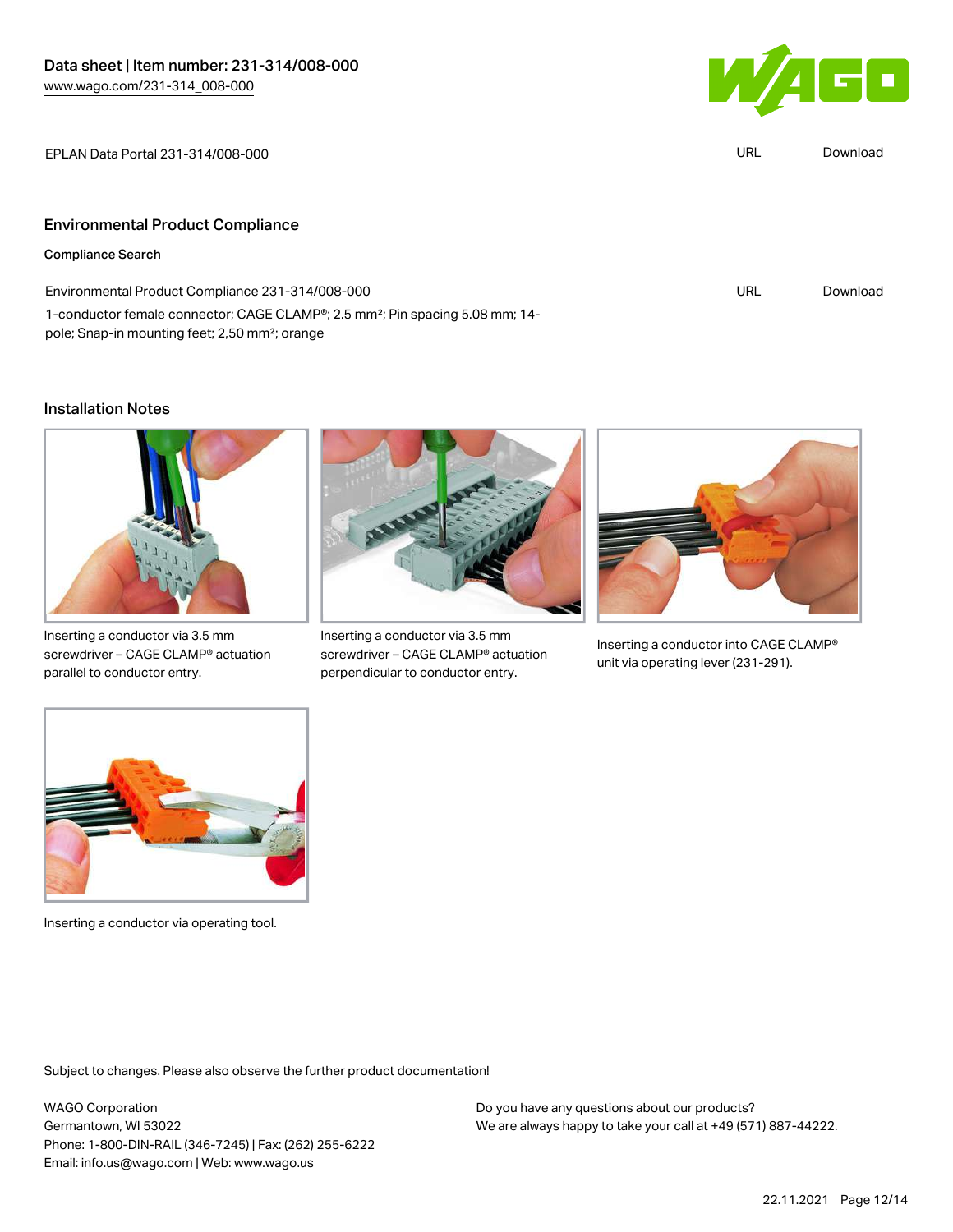| | | |
|---|---|---|
| EPLAN Data Portal 231-314/008-000 | URL | Download |

## Environmental Product Compliance

### Compliance Search

| | | |
|---|---|---|
| Environmental Product Compliance 231-314/008-000<br>1-conductor female connector; CAGE CLAMP®; 2.5 mm²; Pin spacing 5.08 mm; 14-pole; Snap-in mounting feet; 2,50 mm²; orange | URL | Download |

## Installation Notes

Inserting a conductor via 3.5 mm screwdriver – CAGE CLAMP® actuation parallel to conductor entry.

Inserting a conductor via 3.5 mm screwdriver – CAGE CLAMP® actuation perpendicular to conductor entry.

Inserting a conductor into CAGE CLAMP® unit via operating lever (231-291).

Inserting a conductor via operating tool.

Subject to changes. Please also observe the further product documentation!

WAGO Corporation
Germantown, WI 53022
Phone: 1-800-DIN-RAIL (346-7245) | Fax: (262) 255-6222
Email: info.us@wago.com | Web: www.wago.us

Do you have any questions about our products?
We are always happy to take your call at +49 (571) 887-44222.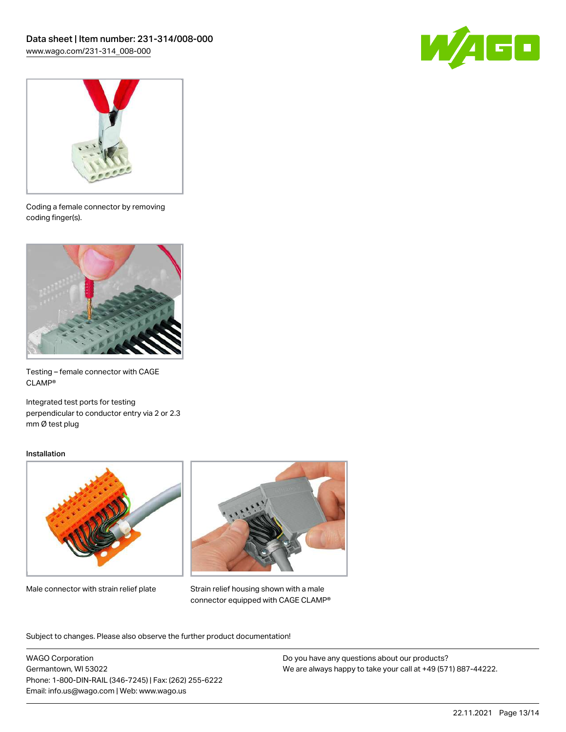Coding a female connector by removing coding finger(s).

Testing – female connector with CAGE CLAMP®

Integrated test ports for testing perpendicular to conductor entry via 2 or 2.3 mm Ø test plug

## Installation

Male connector with strain relief plate

Strain relief housing shown with a male connector equipped with CAGE CLAMP®

Subject to changes. Please also observe the further product documentation!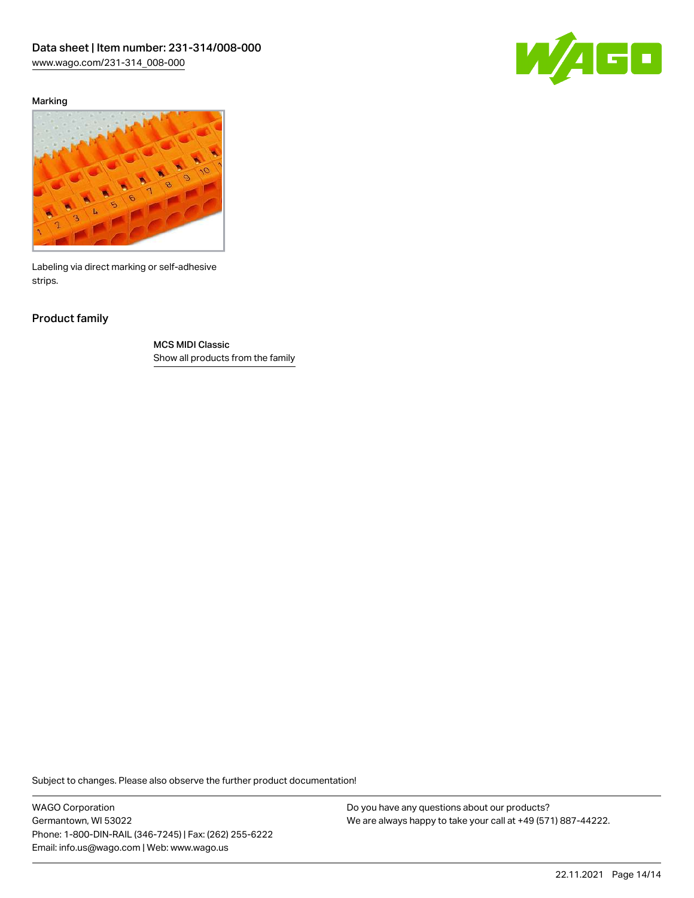Marking

Labeling via direct marking or self-adhesive strips.

## Product family

MCS MIDI Classic
Show all products from the family

Subject to changes. Please also observe the further product documentation!

WAGO Corporation
Germantown, WI 53022
Phone: 1-800-DIN-RAIL (346-7245) | Fax: (262) 255-6222
Email: info.us@wago.com | Web: www.wago.us

Do you have any questions about our products?
We are always happy to take your call at +49 (571) 887-44222.